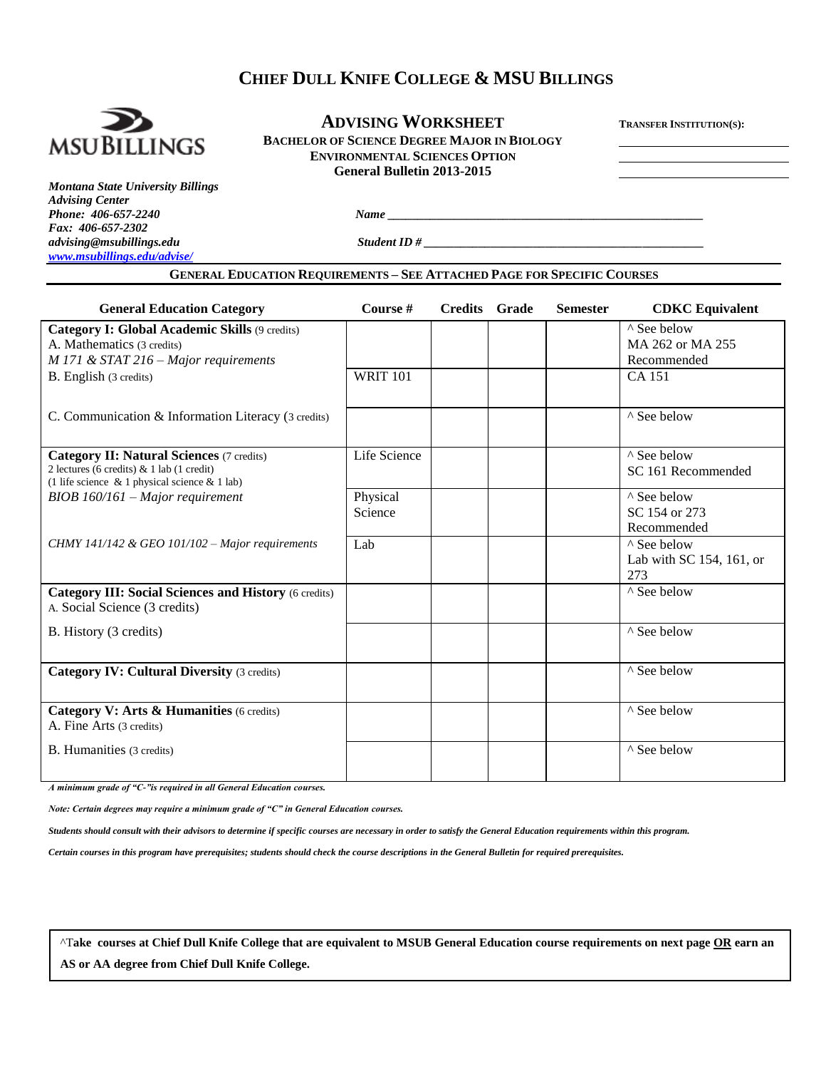# CHIEF DULL KNIFE COLLEGE & MSU BILLINGS

MSU BILLINGS

## ADVISING WORKSHEET

**BACHELOR OF SCIENCE DEGREE MAJOR IN BIOLOGY**
**ENVIRONMENTAL SCIENCES OPTION**
**General Bulletin 2013-2015**

**TRANSFER INSTITUTION(S):** ______________________

***Montana State University Billings***
***Advising Center***
***Phone: 406-657-2240***
***Fax: 406-657-2302***
***advising@msubillings.edu***
***www.msubillings.edu/advise/***

***Name*** ______________________________________________

***Student ID #*** ________________________________________

**GENERAL EDUCATION REQUIREMENTS – SEE ATTACHED PAGE FOR SPECIFIC COURSES**

| General Education Category | Course # | Credits | Grade | Semester | CDKC Equivalent |
|---|---|---|---|---|---|
| **Category I: Global Academic Skills** (9 credits)<br>A. Mathematics (3 credits)<br>*M 171 & STAT 216 – Major requirements* | | | | | ^ See below<br>MA 262 or MA 255 Recommended |
| B. English (3 credits) | WRIT 101 | | | | CA 151 |
| C. Communication & Information Literacy (3 credits) | | | | | ^ See below |
| **Category II: Natural Sciences** (7 credits)<br>2 lectures (6 credits) & 1 lab (1 credit)<br>(1 life science & 1 physical science & 1 lab)<br>*BIOB 160/161 – Major requirement* | Life Science | | | | ^ See below<br>SC 161 Recommended |
| | Physical Science | | | | ^ See below<br>SC 154 or 273 Recommended |
| *CHMY 141/142 & GEO 101/102 – Major requirements* | Lab | | | | ^ See below<br>Lab with SC 154, 161, or 273 |
| **Category III: Social Sciences and History** (6 credits)<br>A. Social Science (3 credits) | | | | | ^ See below |
| B. History (3 credits) | | | | | ^ See below |
| **Category IV: Cultural Diversity** (3 credits) | | | | | ^ See below |
| **Category V: Arts & Humanities** (6 credits)<br>A. Fine Arts (3 credits) | | | | | ^ See below |
| B. Humanities (3 credits) | | | | | ^ See below |

***A minimum grade of "C-"is required in all General Education courses.***

***Note: Certain degrees may require a minimum grade of "C" in General Education courses.***

***Students should consult with their advisors to determine if specific courses are necessary in order to satisfy the General Education requirements within this program.***

***Certain courses in this program have prerequisites; students should check the course descriptions in the General Bulletin for required prerequisites.***

**^Take courses at Chief Dull Knife College that are equivalent to MSUB General Education course requirements on next page OR earn an AS or AA degree from Chief Dull Knife College.**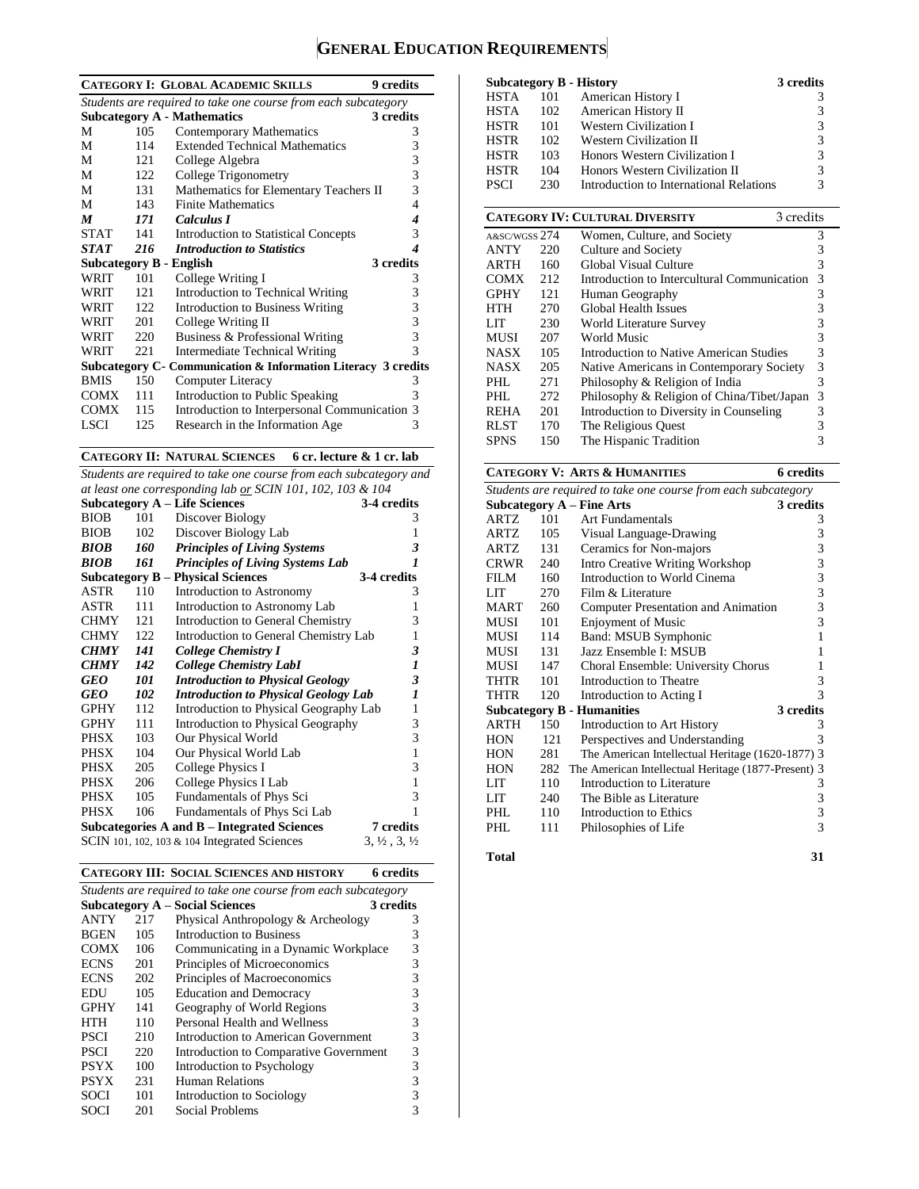# General Education Requirements

## Category I: Global Academic Skills — 9 credits

*Students are required to take one course from each subcategory*

| | | | |
|---|---|---|---|
| **Subcategory A - Mathematics** | | | **3 credits** |
| M | 105 | Contemporary Mathematics | 3 |
| M | 114 | Extended Technical Mathematics | 3 |
| M | 121 | College Algebra | 3 |
| M | 122 | College Trigonometry | 3 |
| M | 131 | Mathematics for Elementary Teachers II | 3 |
| M | 143 | Finite Mathematics | 4 |
| ***M*** | ***171*** | ***Calculus I*** | ***4*** |
| STAT | 141 | Introduction to Statistical Concepts | 3 |
| ***STAT*** | ***216*** | ***Introduction to Statistics*** | ***4*** |
| **Subcategory B - English** | | | **3 credits** |
| WRIT | 101 | College Writing I | 3 |
| WRIT | 121 | Introduction to Technical Writing | 3 |
| WRIT | 122 | Introduction to Business Writing | 3 |
| WRIT | 201 | College Writing II | 3 |
| WRIT | 220 | Business & Professional Writing | 3 |
| WRIT | 221 | Intermediate Technical Writing | 3 |
| **Subcategory C- Communication & Information Literacy** | | | **3 credits** |
| BMIS | 150 | Computer Literacy | 3 |
| COMX | 111 | Introduction to Public Speaking | 3 |
| COMX | 115 | Introduction to Interpersonal Communication | 3 |
| LSCI | 125 | Research in the Information Age | 3 |

## Category II: Natural Sciences — 6 cr. lecture & 1 cr. lab

*Students are required to take one course from each subcategory and at least one corresponding lab or SCIN 101, 102, 103 & 104*

| | | | |
|---|---|---|---|
| **Subcategory A – Life Sciences** | | | **3-4 credits** |
| BIOB | 101 | Discover Biology | 3 |
| BIOB | 102 | Discover Biology Lab | 1 |
| ***BIOB*** | ***160*** | ***Principles of Living Systems*** | ***3*** |
| ***BIOB*** | ***161*** | ***Principles of Living Systems Lab*** | ***1*** |
| **Subcategory B – Physical Sciences** | | | **3-4 credits** |
| ASTR | 110 | Introduction to Astronomy | 3 |
| ASTR | 111 | Introduction to Astronomy Lab | 1 |
| CHMY | 121 | Introduction to General Chemistry | 3 |
| CHMY | 122 | Introduction to General Chemistry Lab | 1 |
| ***CHMY*** | ***141*** | ***College Chemistry I*** | ***3*** |
| ***CHMY*** | ***142*** | ***College Chemistry LabI*** | ***1*** |
| ***GEO*** | ***101*** | ***Introduction to Physical Geology*** | ***3*** |
| ***GEO*** | ***102*** | ***Introduction to Physical Geology Lab*** | ***1*** |
| GPHY | 112 | Introduction to Physical Geography Lab | 1 |
| GPHY | 111 | Introduction to Physical Geography | 3 |
| PHSX | 103 | Our Physical World | 3 |
| PHSX | 104 | Our Physical World Lab | 1 |
| PHSX | 205 | College Physics I | 3 |
| PHSX | 206 | College Physics I Lab | 1 |
| PHSX | 105 | Fundamentals of Phys Sci | 3 |
| PHSX | 106 | Fundamentals of Phys Sci Lab | 1 |
| **Subcategories A and B – Integrated Sciences** | | | **7 credits** |
| SCIN 101, 102, 103 & 104 Integrated Sciences | | | 3, ½ , 3, ½ |

## Category III: Social Sciences and History — 6 credits

*Students are required to take one course from each subcategory*

| | | | |
|---|---|---|---|
| **Subcategory A – Social Sciences** | | | **3 credits** |
| ANTY | 217 | Physical Anthropology & Archeology | 3 |
| BGEN | 105 | Introduction to Business | 3 |
| COMX | 106 | Communicating in a Dynamic Workplace | 3 |
| ECNS | 201 | Principles of Microeconomics | 3 |
| ECNS | 202 | Principles of Macroeconomics | 3 |
| EDU | 105 | Education and Democracy | 3 |
| GPHY | 141 | Geography of World Regions | 3 |
| HTH | 110 | Personal Health and Wellness | 3 |
| PSCI | 210 | Introduction to American Government | 3 |
| PSCI | 220 | Introduction to Comparative Government | 3 |
| PSYX | 100 | Introduction to Psychology | 3 |
| PSYX | 231 | Human Relations | 3 |
| SOCI | 101 | Introduction to Sociology | 3 |
| SOCI | 201 | Social Problems | 3 |
| **Subcategory B - History** | | | **3 credits** |
| HSTA | 101 | American History I | 3 |
| HSTA | 102 | American History II | 3 |
| HSTR | 101 | Western Civilization I | 3 |
| HSTR | 102 | Western Civilization II | 3 |
| HSTR | 103 | Honors Western Civilization I | 3 |
| HSTR | 104 | Honors Western Civilization II | 3 |
| PSCI | 230 | Introduction to International Relations | 3 |

## Category IV: Cultural Diversity — 3 credits

| | | | |
|---|---|---|---|
| A&SC/WGSS | 274 | Women, Culture, and Society | 3 |
| ANTY | 220 | Culture and Society | 3 |
| ARTH | 160 | Global Visual Culture | 3 |
| COMX | 212 | Introduction to Intercultural Communication | 3 |
| GPHY | 121 | Human Geography | 3 |
| HTH | 270 | Global Health Issues | 3 |
| LIT | 230 | World Literature Survey | 3 |
| MUSI | 207 | World Music | 3 |
| NASX | 105 | Introduction to Native American Studies | 3 |
| NASX | 205 | Native Americans in Contemporary Society | 3 |
| PHL | 271 | Philosophy & Religion of India | 3 |
| PHL | 272 | Philosophy & Religion of China/Tibet/Japan | 3 |
| REHA | 201 | Introduction to Diversity in Counseling | 3 |
| RLST | 170 | The Religious Quest | 3 |
| SPNS | 150 | The Hispanic Tradition | 3 |

## Category V: Arts & Humanities — 6 credits

*Students are required to take one course from each subcategory*

| | | | |
|---|---|---|---|
| **Subcategory A – Fine Arts** | | | **3 credits** |
| ARTZ | 101 | Art Fundamentals | 3 |
| ARTZ | 105 | Visual Language-Drawing | 3 |
| ARTZ | 131 | Ceramics for Non-majors | 3 |
| CRWR | 240 | Intro Creative Writing Workshop | 3 |
| FILM | 160 | Introduction to World Cinema | 3 |
| LIT | 270 | Film & Literature | 3 |
| MART | 260 | Computer Presentation and Animation | 3 |
| MUSI | 101 | Enjoyment of Music | 3 |
| MUSI | 114 | Band: MSUB Symphonic | 1 |
| MUSI | 131 | Jazz Ensemble I: MSUB | 1 |
| MUSI | 147 | Choral Ensemble: University Chorus | 1 |
| THTR | 101 | Introduction to Theatre | 3 |
| THTR | 120 | Introduction to Acting I | 3 |
| **Subcategory B - Humanities** | | | **3 credits** |
| ARTH | 150 | Introduction to Art History | 3 |
| HON | 121 | Perspectives and Understanding | 3 |
| HON | 281 | The American Intellectual Heritage (1620-1877) | 3 |
| HON | 282 | The American Intellectual Heritage (1877-Present) | 3 |
| LIT | 110 | Introduction to Literature | 3 |
| LIT | 240 | The Bible as Literature | 3 |
| PHL | 110 | Introduction to Ethics | 3 |
| PHL | 111 | Philosophies of Life | 3 |

**Total** — **31**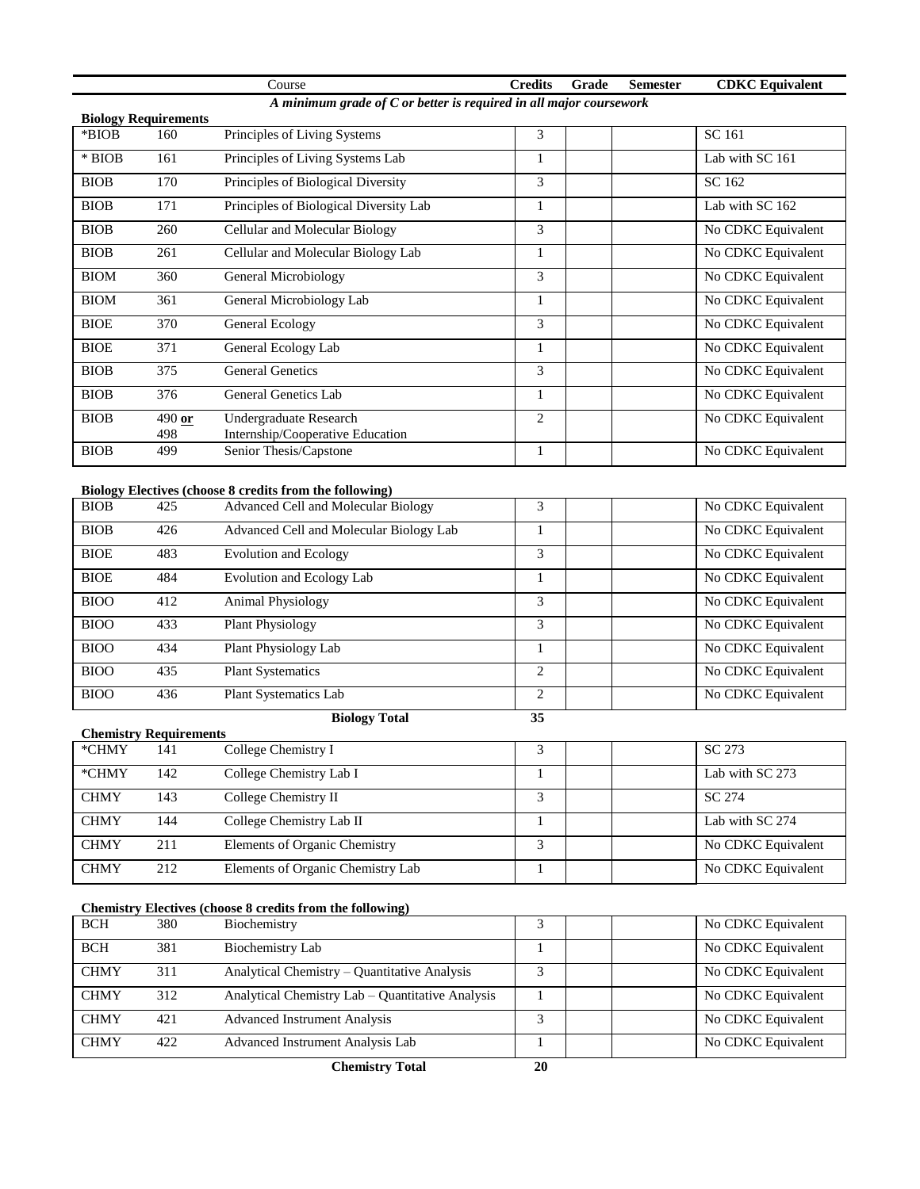| | | Course | Credits | Grade | Semester | CDKC Equivalent |
|---|---|---|---|---|---|---|
| | | *A minimum grade of C or better is required in all major coursework* | | | | |
| **Biology Requirements** | | | | | | |
| *BIOB | 160 | Principles of Living Systems | 3 | | | SC 161 |
| * BIOB | 161 | Principles of Living Systems Lab | 1 | | | Lab with SC 161 |
| BIOB | 170 | Principles of Biological Diversity | 3 | | | SC 162 |
| BIOB | 171 | Principles of Biological Diversity Lab | 1 | | | Lab with SC 162 |
| BIOB | 260 | Cellular and Molecular Biology | 3 | | | No CDKC Equivalent |
| BIOB | 261 | Cellular and Molecular Biology Lab | 1 | | | No CDKC Equivalent |
| BIOM | 360 | General Microbiology | 3 | | | No CDKC Equivalent |
| BIOM | 361 | General Microbiology Lab | 1 | | | No CDKC Equivalent |
| BIOE | 370 | General Ecology | 3 | | | No CDKC Equivalent |
| BIOE | 371 | General Ecology Lab | 1 | | | No CDKC Equivalent |
| BIOB | 375 | General Genetics | 3 | | | No CDKC Equivalent |
| BIOB | 376 | General Genetics Lab | 1 | | | No CDKC Equivalent |
| BIOB | 490 **or** 498 | Undergraduate Research Internship/Cooperative Education | 2 | | | No CDKC Equivalent |
| BIOB | 499 | Senior Thesis/Capstone | 1 | | | No CDKC Equivalent |
| **Biology Electives (choose 8 credits from the following)** | | | | | | |
| BIOB | 425 | Advanced Cell and Molecular Biology | 3 | | | No CDKC Equivalent |
| BIOB | 426 | Advanced Cell and Molecular Biology Lab | 1 | | | No CDKC Equivalent |
| BIOE | 483 | Evolution and Ecology | 3 | | | No CDKC Equivalent |
| BIOE | 484 | Evolution and Ecology Lab | 1 | | | No CDKC Equivalent |
| BIOO | 412 | Animal Physiology | 3 | | | No CDKC Equivalent |
| BIOO | 433 | Plant Physiology | 3 | | | No CDKC Equivalent |
| BIOO | 434 | Plant Physiology Lab | 1 | | | No CDKC Equivalent |
| BIOO | 435 | Plant Systematics | 2 | | | No CDKC Equivalent |
| BIOO | 436 | Plant Systematics Lab | 2 | | | No CDKC Equivalent |
| | | **Biology Total** | **35** | | | |
| **Chemistry Requirements** | | | | | | |
| *CHMY | 141 | College Chemistry I | 3 | | | SC 273 |
| *CHMY | 142 | College Chemistry Lab I | 1 | | | Lab with SC 273 |
| CHMY | 143 | College Chemistry II | 3 | | | SC 274 |
| CHMY | 144 | College Chemistry Lab II | 1 | | | Lab with SC 274 |
| CHMY | 211 | Elements of Organic Chemistry | 3 | | | No CDKC Equivalent |
| CHMY | 212 | Elements of Organic Chemistry Lab | 1 | | | No CDKC Equivalent |
| **Chemistry Electives (choose 8 credits from the following)** | | | | | | |
| BCH | 380 | Biochemistry | 3 | | | No CDKC Equivalent |
| BCH | 381 | Biochemistry Lab | 1 | | | No CDKC Equivalent |
| CHMY | 311 | Analytical Chemistry – Quantitative Analysis | 3 | | | No CDKC Equivalent |
| CHMY | 312 | Analytical Chemistry Lab – Quantitative Analysis | 1 | | | No CDKC Equivalent |
| CHMY | 421 | Advanced Instrument Analysis | 3 | | | No CDKC Equivalent |
| CHMY | 422 | Advanced Instrument Analysis Lab | 1 | | | No CDKC Equivalent |
| | | **Chemistry Total** | **20** | | | |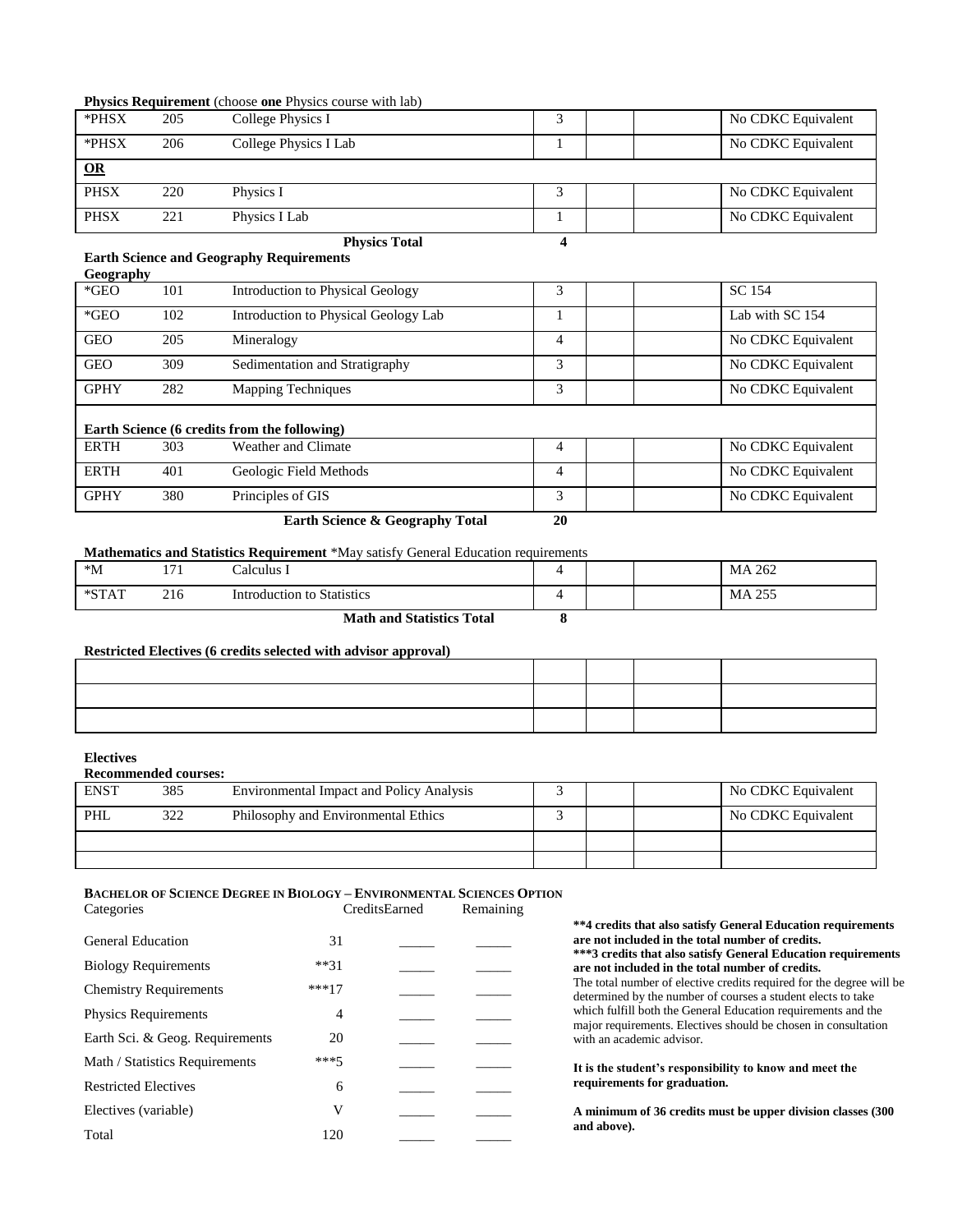**Physics Requirement** (choose **one** Physics course with lab)

| | | | | | | |
|---|---|---|---|---|---|---|
| *PHSX | 205 | College Physics I | 3 | | | No CDKC Equivalent |
| *PHSX | 206 | College Physics I Lab | 1 | | | No CDKC Equivalent |
| **OR** | | | | | | |
| PHSX | 220 | Physics I | 3 | | | No CDKC Equivalent |
| PHSX | 221 | Physics I Lab | 1 | | | No CDKC Equivalent |
| | | **Physics Total** | **4** | | | |

**Earth Science and Geography Requirements**

**Geography**

| | | | | | | |
|---|---|---|---|---|---|---|
| *GEO | 101 | Introduction to Physical Geology | 3 | | | SC 154 |
| *GEO | 102 | Introduction to Physical Geology Lab | 1 | | | Lab with SC 154 |
| GEO | 205 | Mineralogy | 4 | | | No CDKC Equivalent |
| GEO | 309 | Sedimentation and Stratigraphy | 3 | | | No CDKC Equivalent |
| GPHY | 282 | Mapping Techniques | 3 | | | No CDKC Equivalent |
| **Earth Science (6 credits from the following)** | | | | | | |
| ERTH | 303 | Weather and Climate | 4 | | | No CDKC Equivalent |
| ERTH | 401 | Geologic Field Methods | 4 | | | No CDKC Equivalent |
| GPHY | 380 | Principles of GIS | 3 | | | No CDKC Equivalent |
| | | **Earth Science & Geography Total** | **20** | | | |

**Mathematics and Statistics Requirement** *May satisfy General Education requirements

| | | | | | | |
|---|---|---|---|---|---|---|
| *M | 171 | Calculus I | 4 | | | MA 262 |
| *STAT | 216 | Introduction to Statistics | 4 | | | MA 255 |
| | | **Math and Statistics Total** | **8** | | | |

**Restricted Electives (6 credits selected with advisor approval)**

| | | | | |
|---|---|---|---|---|
| | | | | |
| | | | | |
| | | | | |

**Electives**

**Recommended courses:**

| | | | | | | |
|---|---|---|---|---|---|---|
| ENST | 385 | Environmental Impact and Policy Analysis | 3 | | | No CDKC Equivalent |
| PHL | 322 | Philosophy and Environmental Ethics | 3 | | | No CDKC Equivalent |
| | | | | | | |
| | | | | | | |

**BACHELOR OF SCIENCE DEGREE IN BIOLOGY – ENVIRONMENTAL SCIENCES OPTION**

| Categories | Credits | Earned | Remaining |
|---|---|---|---|
| General Education | 31 | _____ | _____ |
| Biology Requirements | **31 | _____ | _____ |
| Chemistry Requirements | ***17 | _____ | _____ |
| Physics Requirements | 4 | _____ | _____ |
| Earth Sci. & Geog. Requirements | 20 | _____ | _____ |
| Math / Statistics Requirements | ***5 | _____ | _____ |
| Restricted Electives | 6 | _____ | _____ |
| Electives (variable) | V | _____ | _____ |
| Total | 120 | _____ | _____ |

**\*\*4 credits that also satisfy General Education requirements are not included in the total number of credits.**
**\*\*\*3 credits that also satisfy General Education requirements are not included in the total number of credits.**
The total number of elective credits required for the degree will be determined by the number of courses a student elects to take which fulfill both the General Education requirements and the major requirements. Electives should be chosen in consultation with an academic advisor.

**It is the student's responsibility to know and meet the requirements for graduation.**

**A minimum of 36 credits must be upper division classes (300 and above).**